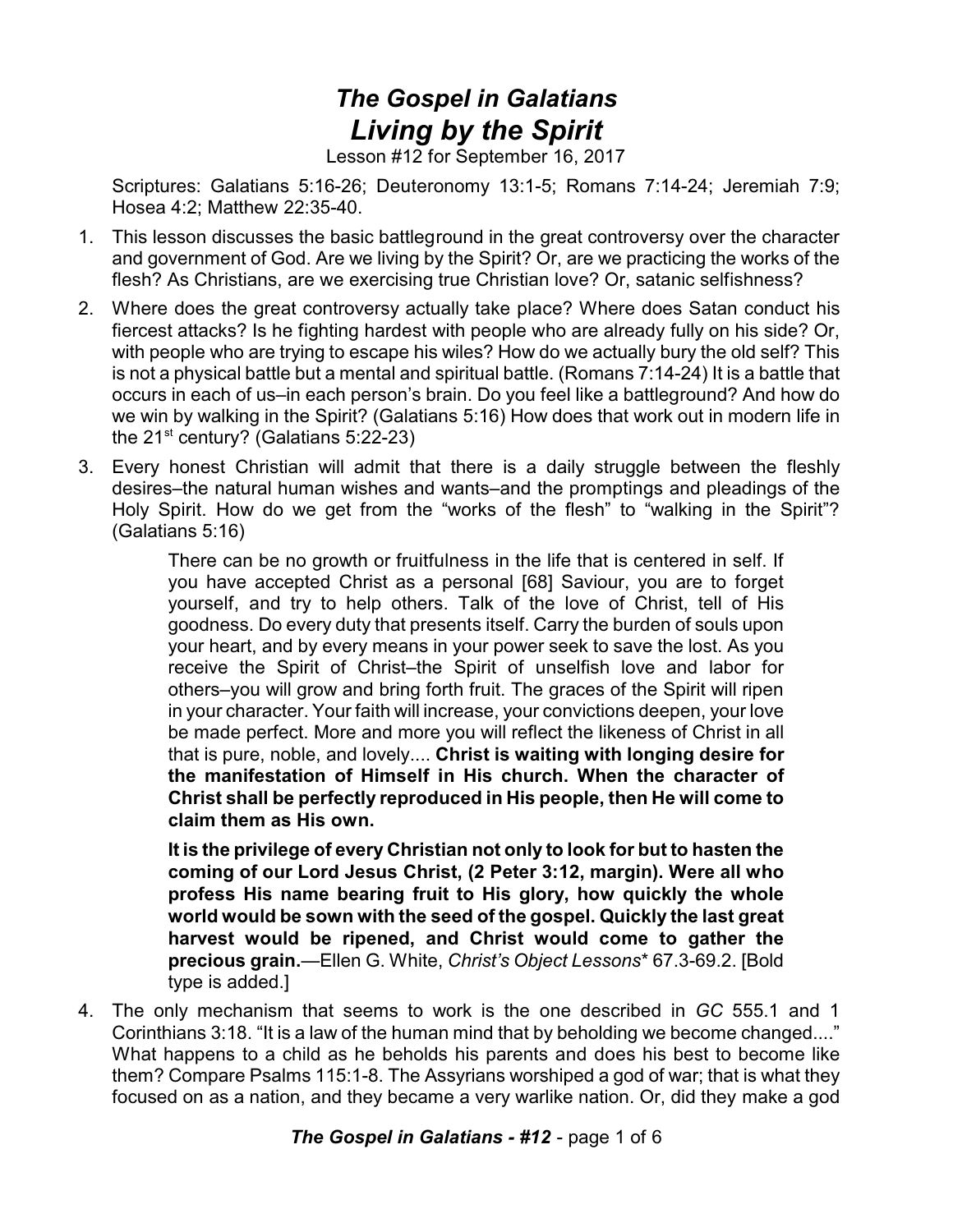# *The Gospel in Galatians*
## *Living by the Spirit*

Lesson #12 for September 16, 2017

Scriptures: Galatians 5:16-26; Deuteronomy 13:1-5; Romans 7:14-24; Jeremiah 7:9; Hosea 4:2; Matthew 22:35-40.

1. This lesson discusses the basic battleground in the great controversy over the character and government of God. Are we living by the Spirit? Or, are we practicing the works of the flesh? As Christians, are we exercising true Christian love? Or, satanic selfishness?
2. Where does the great controversy actually take place? Where does Satan conduct his fiercest attacks? Is he fighting hardest with people who are already fully on his side? Or, with people who are trying to escape his wiles? How do we actually bury the old self? This is not a physical battle but a mental and spiritual battle. (Romans 7:14-24) It is a battle that occurs in each of us–in each person's brain. Do you feel like a battleground? And how do we win by walking in the Spirit? (Galatians 5:16) How does that work out in modern life in the 21st century? (Galatians 5:22-23)
3. Every honest Christian will admit that there is a daily struggle between the fleshly desires–the natural human wishes and wants–and the promptings and pleadings of the Holy Spirit. How do we get from the "works of the flesh" to "walking in the Spirit"? (Galatians 5:16)

   > There can be no growth or fruitfulness in the life that is centered in self. If you have accepted Christ as a personal [68] Saviour, you are to forget yourself, and try to help others. Talk of the love of Christ, tell of His goodness. Do every duty that presents itself. Carry the burden of souls upon your heart, and by every means in your power seek to save the lost. As you receive the Spirit of Christ–the Spirit of unselfish love and labor for others–you will grow and bring forth fruit. The graces of the Spirit will ripen in your character. Your faith will increase, your convictions deepen, your love be made perfect. More and more you will reflect the likeness of Christ in all that is pure, noble, and lovely.... **Christ is waiting with longing desire for the manifestation of Himself in His church. When the character of Christ shall be perfectly reproduced in His people, then He will come to claim them as His own.**
   >
   > **It is the privilege of every Christian not only to look for but to hasten the coming of our Lord Jesus Christ, (2 Peter 3:12, margin). Were all who profess His name bearing fruit to His glory, how quickly the whole world would be sown with the seed of the gospel. Quickly the last great harvest would be ripened, and Christ would come to gather the precious grain.**—Ellen G. White, *Christ's Object Lessons** 67.3-69.2. [Bold type is added.]

4. The only mechanism that seems to work is the one described in *GC* 555.1 and 1 Corinthians 3:18. "It is a law of the human mind that by beholding we become changed...." What happens to a child as he beholds his parents and does his best to become like them? Compare Psalms 115:1-8. The Assyrians worshiped a god of war; that is what they focused on as a nation, and they became a very warlike nation. Or, did they make a god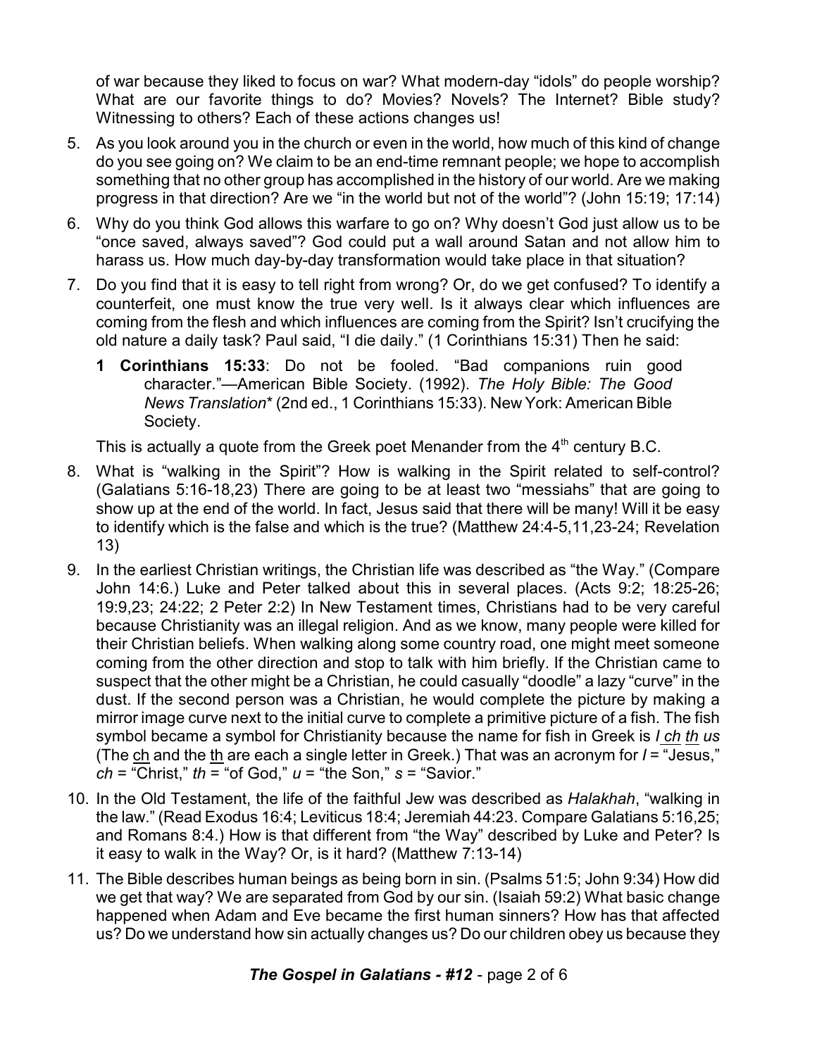of war because they liked to focus on war? What modern-day "idols" do people worship? What are our favorite things to do? Movies? Novels? The Internet? Bible study? Witnessing to others? Each of these actions changes us!

5. As you look around you in the church or even in the world, how much of this kind of change do you see going on? We claim to be an end-time remnant people; we hope to accomplish something that no other group has accomplished in the history of our world. Are we making progress in that direction? Are we "in the world but not of the world"? (John 15:19; 17:14)

6. Why do you think God allows this warfare to go on? Why doesn't God just allow us to be "once saved, always saved"? God could put a wall around Satan and not allow him to harass us. How much day-by-day transformation would take place in that situation?

7. Do you find that it is easy to tell right from wrong? Or, do we get confused? To identify a counterfeit, one must know the true very well. Is it always clear which influences are coming from the flesh and which influences are coming from the Spirit? Isn't crucifying the old nature a daily task? Paul said, "I die daily." (1 Corinthians 15:31) Then he said:

   **1 Corinthians 15:33**: Do not be fooled. "Bad companions ruin good character."—American Bible Society. (1992). *The Holy Bible: The Good News Translation** (2nd ed., 1 Corinthians 15:33). New York: American Bible Society.

   This is actually a quote from the Greek poet Menander from the 4th century B.C.

8. What is "walking in the Spirit"? How is walking in the Spirit related to self-control? (Galatians 5:16-18,23) There are going to be at least two "messiahs" that are going to show up at the end of the world. In fact, Jesus said that there will be many! Will it be easy to identify which is the false and which is the true? (Matthew 24:4-5,11,23-24; Revelation 13)

9. In the earliest Christian writings, the Christian life was described as "the Way." (Compare John 14:6.) Luke and Peter talked about this in several places. (Acts 9:2; 18:25-26; 19:9,23; 24:22; 2 Peter 2:2) In New Testament times, Christians had to be very careful because Christianity was an illegal religion. And as we know, many people were killed for their Christian beliefs. When walking along some country road, one might meet someone coming from the other direction and stop to talk with him briefly. If the Christian came to suspect that the other might be a Christian, he could casually "doodle" a lazy "curve" in the dust. If the second person was a Christian, he would complete the picture by making a mirror image curve next to the initial curve to complete a primitive picture of a fish. The fish symbol became a symbol for Christianity because the name for fish in Greek is *I <u>ch</u> <u>th</u> us* (The <u>ch</u> and the <u>th</u> are each a single letter in Greek.) That was an acronym for *I* = "Jesus," *ch* = "Christ," *th* = "of God," *u* = "the Son," *s* = "Savior."

10. In the Old Testament, the life of the faithful Jew was described as *Halakhah*, "walking in the law." (Read Exodus 16:4; Leviticus 18:4; Jeremiah 44:23. Compare Galatians 5:16,25; and Romans 8:4.) How is that different from "the Way" described by Luke and Peter? Is it easy to walk in the Way? Or, is it hard? (Matthew 7:13-14)

11. The Bible describes human beings as being born in sin. (Psalms 51:5; John 9:34) How did we get that way? We are separated from God by our sin. (Isaiah 59:2) What basic change happened when Adam and Eve became the first human sinners? How has that affected us? Do we understand how sin actually changes us? Do our children obey us because they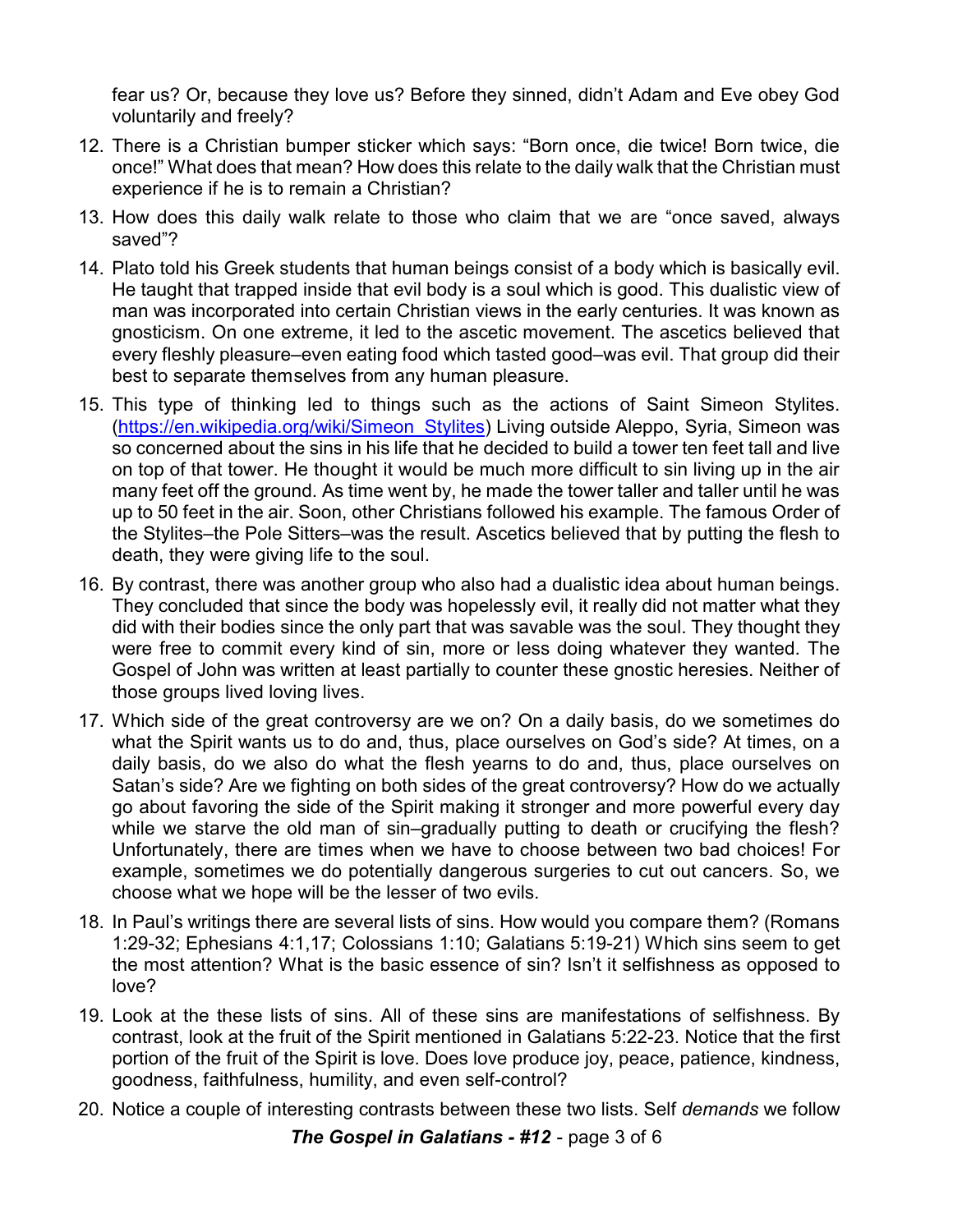fear us? Or, because they love us? Before they sinned, didn't Adam and Eve obey God voluntarily and freely?

12. There is a Christian bumper sticker which says: "Born once, die twice! Born twice, die once!" What does that mean? How does this relate to the daily walk that the Christian must experience if he is to remain a Christian?
13. How does this daily walk relate to those who claim that we are "once saved, always saved"?
14. Plato told his Greek students that human beings consist of a body which is basically evil. He taught that trapped inside that evil body is a soul which is good. This dualistic view of man was incorporated into certain Christian views in the early centuries. It was known as gnosticism. On one extreme, it led to the ascetic movement. The ascetics believed that every fleshly pleasure–even eating food which tasted good–was evil. That group did their best to separate themselves from any human pleasure.
15. This type of thinking led to things such as the actions of Saint Simeon Stylites. (https://en.wikipedia.org/wiki/Simeon_Stylites) Living outside Aleppo, Syria, Simeon was so concerned about the sins in his life that he decided to build a tower ten feet tall and live on top of that tower. He thought it would be much more difficult to sin living up in the air many feet off the ground. As time went by, he made the tower taller and taller until he was up to 50 feet in the air. Soon, other Christians followed his example. The famous Order of the Stylites–the Pole Sitters–was the result. Ascetics believed that by putting the flesh to death, they were giving life to the soul.
16. By contrast, there was another group who also had a dualistic idea about human beings. They concluded that since the body was hopelessly evil, it really did not matter what they did with their bodies since the only part that was savable was the soul. They thought they were free to commit every kind of sin, more or less doing whatever they wanted. The Gospel of John was written at least partially to counter these gnostic heresies. Neither of those groups lived loving lives.
17. Which side of the great controversy are we on? On a daily basis, do we sometimes do what the Spirit wants us to do and, thus, place ourselves on God's side? At times, on a daily basis, do we also do what the flesh yearns to do and, thus, place ourselves on Satan's side? Are we fighting on both sides of the great controversy? How do we actually go about favoring the side of the Spirit making it stronger and more powerful every day while we starve the old man of sin–gradually putting to death or crucifying the flesh? Unfortunately, there are times when we have to choose between two bad choices! For example, sometimes we do potentially dangerous surgeries to cut out cancers. So, we choose what we hope will be the lesser of two evils.
18. In Paul's writings there are several lists of sins. How would you compare them? (Romans 1:29-32; Ephesians 4:1,17; Colossians 1:10; Galatians 5:19-21) Which sins seem to get the most attention? What is the basic essence of sin? Isn't it selfishness as opposed to love?
19. Look at the these lists of sins. All of these sins are manifestations of selfishness. By contrast, look at the fruit of the Spirit mentioned in Galatians 5:22-23. Notice that the first portion of the fruit of the Spirit is love. Does love produce joy, peace, patience, kindness, goodness, faithfulness, humility, and even self-control?
20. Notice a couple of interesting contrasts between these two lists. Self *demands* we follow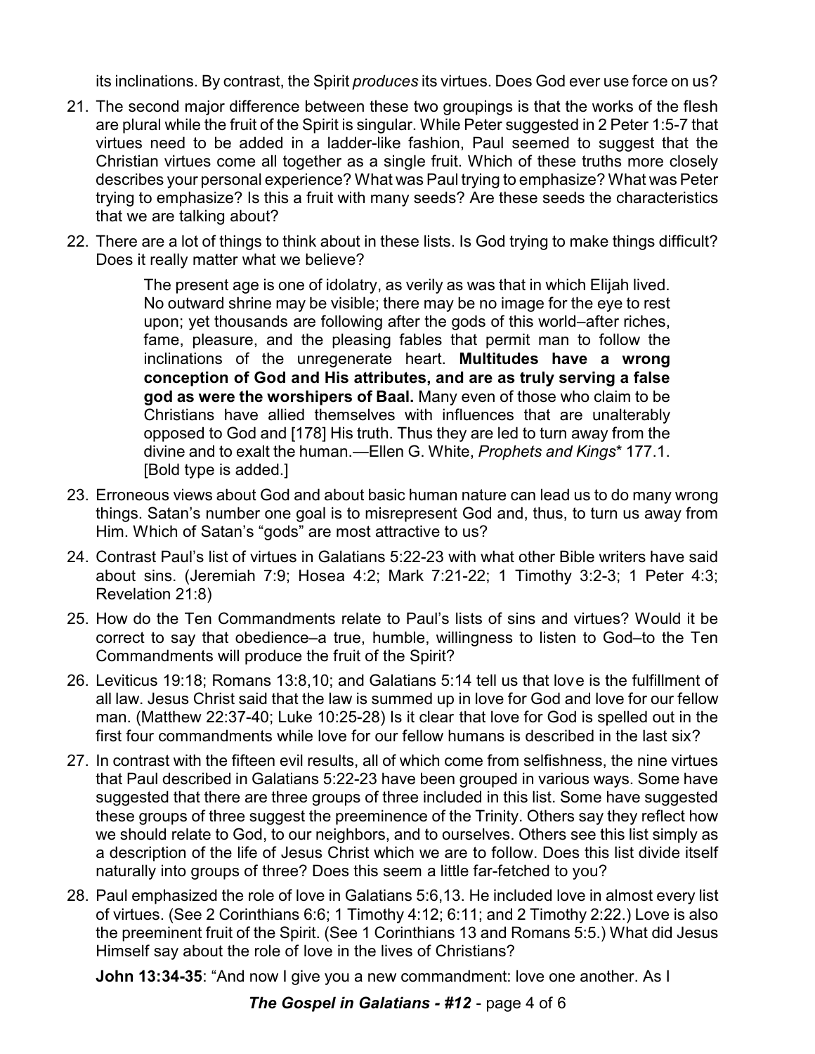its inclinations. By contrast, the Spirit *produces* its virtues. Does God ever use force on us?

21. The second major difference between these two groupings is that the works of the flesh are plural while the fruit of the Spirit is singular. While Peter suggested in 2 Peter 1:5-7 that virtues need to be added in a ladder-like fashion, Paul seemed to suggest that the Christian virtues come all together as a single fruit. Which of these truths more closely describes your personal experience? What was Paul trying to emphasize? What was Peter trying to emphasize? Is this a fruit with many seeds? Are these seeds the characteristics that we are talking about?

22. There are a lot of things to think about in these lists. Is God trying to make things difficult? Does it really matter what we believe?

    > The present age is one of idolatry, as verily as was that in which Elijah lived. No outward shrine may be visible; there may be no image for the eye to rest upon; yet thousands are following after the gods of this world–after riches, fame, pleasure, and the pleasing fables that permit man to follow the inclinations of the unregenerate heart. **Multitudes have a wrong conception of God and His attributes, and are as truly serving a false god as were the worshipers of Baal.** Many even of those who claim to be Christians have allied themselves with influences that are unalterably opposed to God and [178] His truth. Thus they are led to turn away from the divine and to exalt the human.—Ellen G. White, *Prophets and Kings*\* 177.1. [Bold type is added.]

23. Erroneous views about God and about basic human nature can lead us to do many wrong things. Satan's number one goal is to misrepresent God and, thus, to turn us away from Him. Which of Satan's "gods" are most attractive to us?

24. Contrast Paul's list of virtues in Galatians 5:22-23 with what other Bible writers have said about sins. (Jeremiah 7:9; Hosea 4:2; Mark 7:21-22; 1 Timothy 3:2-3; 1 Peter 4:3; Revelation 21:8)

25. How do the Ten Commandments relate to Paul's lists of sins and virtues? Would it be correct to say that obedience–a true, humble, willingness to listen to God–to the Ten Commandments will produce the fruit of the Spirit?

26. Leviticus 19:18; Romans 13:8,10; and Galatians 5:14 tell us that love is the fulfillment of all law. Jesus Christ said that the law is summed up in love for God and love for our fellow man. (Matthew 22:37-40; Luke 10:25-28) Is it clear that love for God is spelled out in the first four commandments while love for our fellow humans is described in the last six?

27. In contrast with the fifteen evil results, all of which come from selfishness, the nine virtues that Paul described in Galatians 5:22-23 have been grouped in various ways. Some have suggested that there are three groups of three included in this list. Some have suggested these groups of three suggest the preeminence of the Trinity. Others say they reflect how we should relate to God, to our neighbors, and to ourselves. Others see this list simply as a description of the life of Jesus Christ which we are to follow. Does this list divide itself naturally into groups of three? Does this seem a little far-fetched to you?

28. Paul emphasized the role of love in Galatians 5:6,13. He included love in almost every list of virtues. (See 2 Corinthians 6:6; 1 Timothy 4:12; 6:11; and 2 Timothy 2:22.) Love is also the preeminent fruit of the Spirit. (See 1 Corinthians 13 and Romans 5:5.) What did Jesus Himself say about the role of love in the lives of Christians?

    **John 13:34-35**: "And now I give you a new commandment: love one another. As I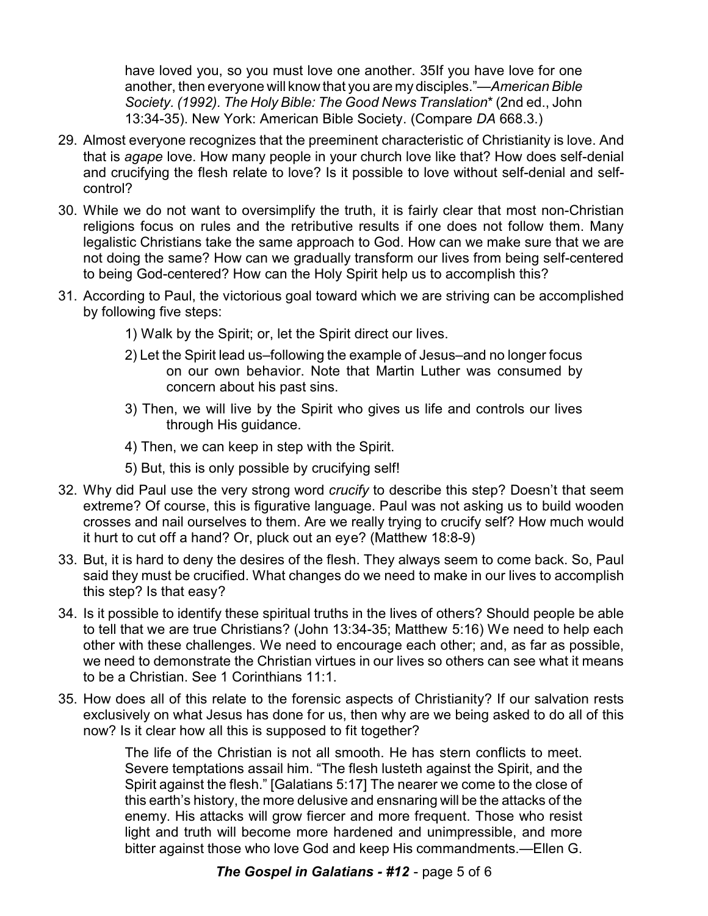have loved you, so you must love one another. 35If you have love for one another, then everyone will know that you are my disciples."—*American Bible Society. (1992). The Holy Bible: The Good News Translation** (2nd ed., John 13:34-35). New York: American Bible Society. (Compare *DA* 668.3.)

29. Almost everyone recognizes that the preeminent characteristic of Christianity is love. And that is *agape* love. How many people in your church love like that? How does self-denial and crucifying the flesh relate to love? Is it possible to love without self-denial and self-control?

30. While we do not want to oversimplify the truth, it is fairly clear that most non-Christian religions focus on rules and the retributive results if one does not follow them. Many legalistic Christians take the same approach to God. How can we make sure that we are not doing the same? How can we gradually transform our lives from being self-centered to being God-centered? How can the Holy Spirit help us to accomplish this?

31. According to Paul, the victorious goal toward which we are striving can be accomplished by following five steps:

    1) Walk by the Spirit; or, let the Spirit direct our lives.

    2) Let the Spirit lead us–following the example of Jesus–and no longer focus on our own behavior. Note that Martin Luther was consumed by concern about his past sins.

    3) Then, we will live by the Spirit who gives us life and controls our lives through His guidance.

    4) Then, we can keep in step with the Spirit.

    5) But, this is only possible by crucifying self!

32. Why did Paul use the very strong word *crucify* to describe this step? Doesn't that seem extreme? Of course, this is figurative language. Paul was not asking us to build wooden crosses and nail ourselves to them. Are we really trying to crucify self? How much would it hurt to cut off a hand? Or, pluck out an eye? (Matthew 18:8-9)

33. But, it is hard to deny the desires of the flesh. They always seem to come back. So, Paul said they must be crucified. What changes do we need to make in our lives to accomplish this step? Is that easy?

34. Is it possible to identify these spiritual truths in the lives of others? Should people be able to tell that we are true Christians? (John 13:34-35; Matthew 5:16) We need to help each other with these challenges. We need to encourage each other; and, as far as possible, we need to demonstrate the Christian virtues in our lives so others can see what it means to be a Christian. See 1 Corinthians 11:1.

35. How does all of this relate to the forensic aspects of Christianity? If our salvation rests exclusively on what Jesus has done for us, then why are we being asked to do all of this now? Is it clear how all this is supposed to fit together?

> The life of the Christian is not all smooth. He has stern conflicts to meet. Severe temptations assail him. "The flesh lusteth against the Spirit, and the Spirit against the flesh." [Galatians 5:17] The nearer we come to the close of this earth's history, the more delusive and ensnaring will be the attacks of the enemy. His attacks will grow fiercer and more frequent. Those who resist light and truth will become more hardened and unimpressible, and more bitter against those who love God and keep His commandments.—Ellen G.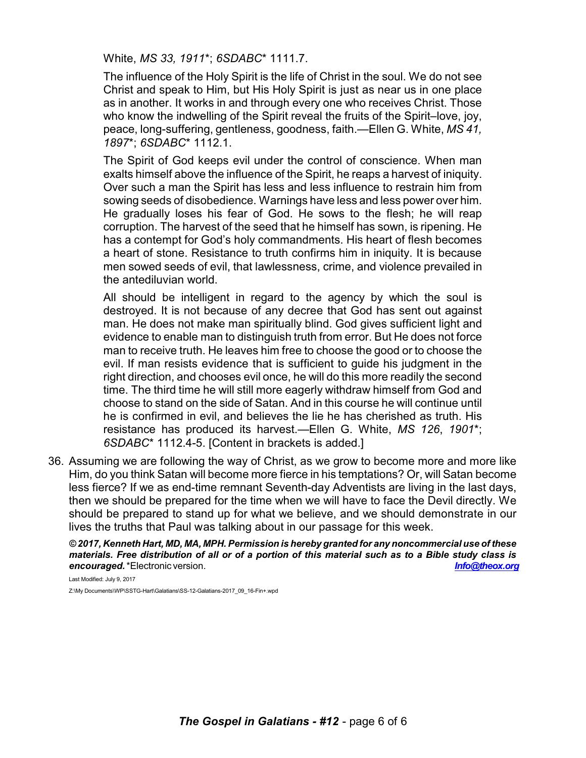White, *MS 33, 1911**; *6SDABC** 1111.7.

The influence of the Holy Spirit is the life of Christ in the soul. We do not see Christ and speak to Him, but His Holy Spirit is just as near us in one place as in another. It works in and through every one who receives Christ. Those who know the indwelling of the Spirit reveal the fruits of the Spirit–love, joy, peace, long-suffering, gentleness, goodness, faith.—Ellen G. White, *MS 41, 1897**; *6SDABC** 1112.1.

The Spirit of God keeps evil under the control of conscience. When man exalts himself above the influence of the Spirit, he reaps a harvest of iniquity. Over such a man the Spirit has less and less influence to restrain him from sowing seeds of disobedience. Warnings have less and less power over him. He gradually loses his fear of God. He sows to the flesh; he will reap corruption. The harvest of the seed that he himself has sown, is ripening. He has a contempt for God's holy commandments. His heart of flesh becomes a heart of stone. Resistance to truth confirms him in iniquity. It is because men sowed seeds of evil, that lawlessness, crime, and violence prevailed in the antediluvian world.

All should be intelligent in regard to the agency by which the soul is destroyed. It is not because of any decree that God has sent out against man. He does not make man spiritually blind. God gives sufficient light and evidence to enable man to distinguish truth from error. But He does not force man to receive truth. He leaves him free to choose the good or to choose the evil. If man resists evidence that is sufficient to guide his judgment in the right direction, and chooses evil once, he will do this more readily the second time. The third time he will still more eagerly withdraw himself from God and choose to stand on the side of Satan. And in this course he will continue until he is confirmed in evil, and believes the lie he has cherished as truth. His resistance has produced its harvest.—Ellen G. White, *MS 126*, *1901**; *6SDABC** 1112.4-5. [Content in brackets is added.]

36. Assuming we are following the way of Christ, as we grow to become more and more like Him, do you think Satan will become more fierce in his temptations? Or, will Satan become less fierce? If we as end-time remnant Seventh-day Adventists are living in the last days, then we should be prepared for the time when we will have to face the Devil directly. We should be prepared to stand up for what we believe, and we should demonstrate in our lives the truths that Paul was talking about in our passage for this week.

***© 2017, Kenneth Hart, MD, MA, MPH. Permission is hereby granted for any noncommercial use of these materials. Free distribution of all or of a portion of this material such as to a Bible study class is encouraged.*** *Electronic version. ***Info@theox.org***

Last Modified: July 9, 2017

Z:\My Documents\WP\SSTG-Hart\Galatians\SS-12-Galatians-2017_09_16-Fin+.wpd